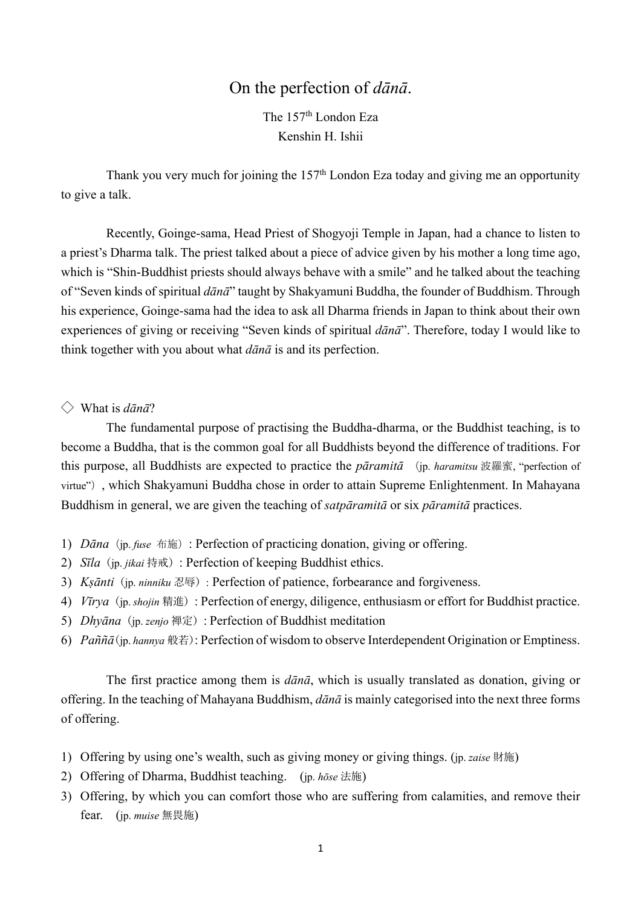# On the perfection of *dānā*.

The 157th London Eza
Kenshin H. Ishii

Thank you very much for joining the 157th London Eza today and giving me an opportunity to give a talk.

Recently, Goinge-sama, Head Priest of Shogyoji Temple in Japan, had a chance to listen to a priest's Dharma talk. The priest talked about a piece of advice given by his mother a long time ago, which is "Shin-Buddhist priests should always behave with a smile" and he talked about the teaching of "Seven kinds of spiritual *dānā*" taught by Shakyamuni Buddha, the founder of Buddhism. Through his experience, Goinge-sama had the idea to ask all Dharma friends in Japan to think about their own experiences of giving or receiving "Seven kinds of spiritual *dānā*". Therefore, today I would like to think together with you about what *dānā* is and its perfection.

◇ What is *dānā*?

The fundamental purpose of practising the Buddha-dharma, or the Buddhist teaching, is to become a Buddha, that is the common goal for all Buddhists beyond the difference of traditions. For this purpose, all Buddhists are expected to practice the *pāramitā* （jp. *haramitsu* 波羅蜜, "perfection of virtue"）, which Shakyamuni Buddha chose in order to attain Supreme Enlightenment. In Mahayana Buddhism in general, we are given the teaching of *satpāramitā* or six *pāramitā* practices.

1) *Dāna*（jp. *fuse* 布施）: Perfection of practicing donation, giving or offering.
2) *Sīla*（jp. *jikai* 持戒）: Perfection of keeping Buddhist ethics.
3) *Kṣānti*（jp. *ninniku* 忍辱）: Perfection of patience, forbearance and forgiveness.
4) *Vīrya*（jp. *shojin* 精進）: Perfection of energy, diligence, enthusiasm or effort for Buddhist practice.
5) *Dhyāna*（jp. *zenjo* 禅定）: Perfection of Buddhist meditation
6) *Paññā*（jp. *hannya* 般若）: Perfection of wisdom to observe Interdependent Origination or Emptiness.

The first practice among them is *dānā*, which is usually translated as donation, giving or offering. In the teaching of Mahayana Buddhism, *dānā* is mainly categorised into the next three forms of offering.

1) Offering by using one's wealth, such as giving money or giving things. (jp. *zaise* 財施)
2) Offering of Dharma, Buddhist teaching. (jp. *hōse* 法施)
3) Offering, by which you can comfort those who are suffering from calamities, and remove their fear. (jp. *muise* 無畏施)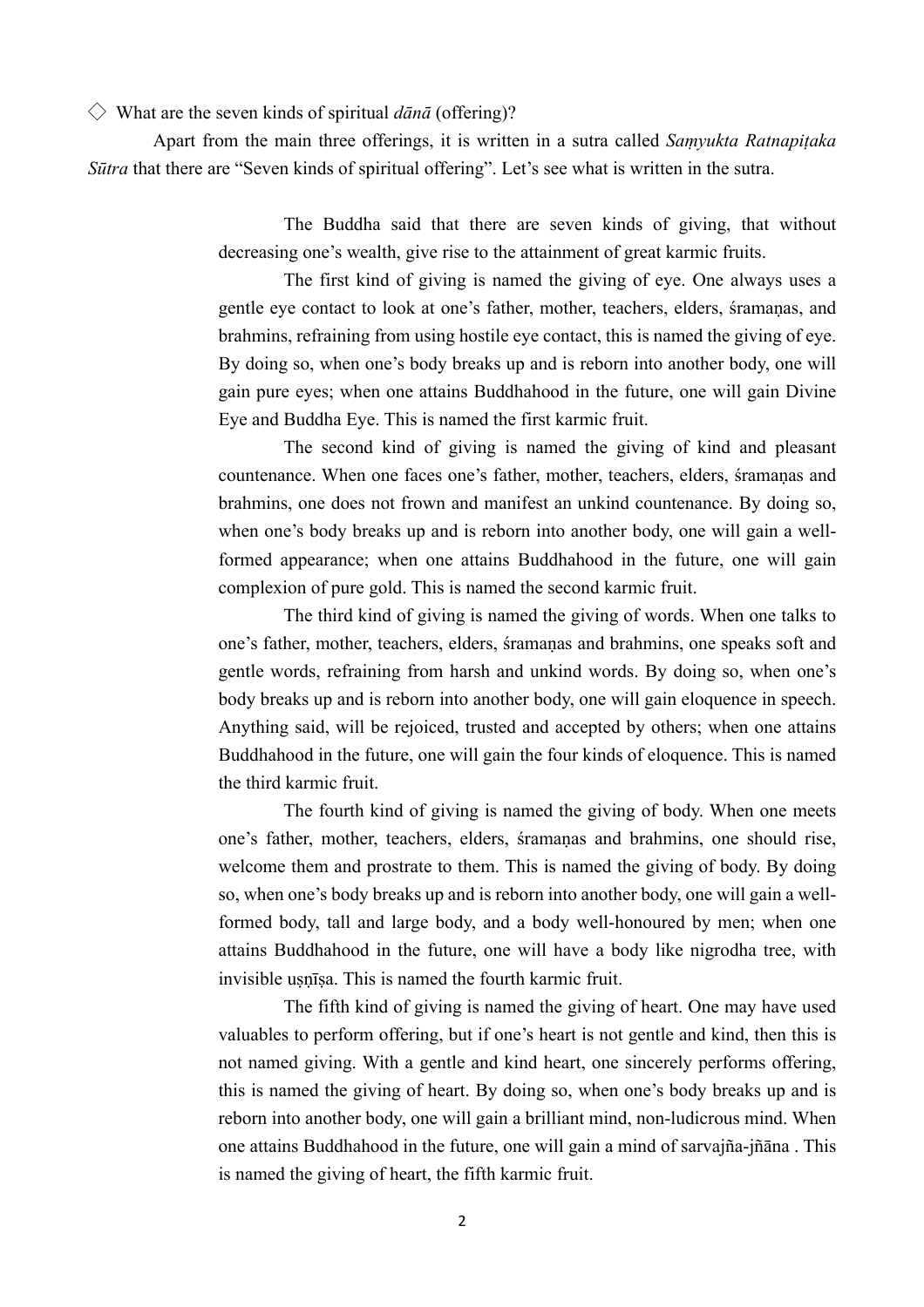◇ What are the seven kinds of spiritual *dānā* (offering)?

Apart from the main three offerings, it is written in a sutra called *Saṃyukta Ratnapiṭaka Sūtra* that there are "Seven kinds of spiritual offering". Let's see what is written in the sutra.

> The Buddha said that there are seven kinds of giving, that without decreasing one's wealth, give rise to the attainment of great karmic fruits.
>
> The first kind of giving is named the giving of eye. One always uses a gentle eye contact to look at one's father, mother, teachers, elders, śramaṇas, and brahmins, refraining from using hostile eye contact, this is named the giving of eye. By doing so, when one's body breaks up and is reborn into another body, one will gain pure eyes; when one attains Buddhahood in the future, one will gain Divine Eye and Buddha Eye. This is named the first karmic fruit.
>
> The second kind of giving is named the giving of kind and pleasant countenance. When one faces one's father, mother, teachers, elders, śramaṇas and brahmins, one does not frown and manifest an unkind countenance. By doing so, when one's body breaks up and is reborn into another body, one will gain a well-formed appearance; when one attains Buddhahood in the future, one will gain complexion of pure gold. This is named the second karmic fruit.
>
> The third kind of giving is named the giving of words. When one talks to one's father, mother, teachers, elders, śramaṇas and brahmins, one speaks soft and gentle words, refraining from harsh and unkind words. By doing so, when one's body breaks up and is reborn into another body, one will gain eloquence in speech. Anything said, will be rejoiced, trusted and accepted by others; when one attains Buddhahood in the future, one will gain the four kinds of eloquence. This is named the third karmic fruit.
>
> The fourth kind of giving is named the giving of body. When one meets one's father, mother, teachers, elders, śramaṇas and brahmins, one should rise, welcome them and prostrate to them. This is named the giving of body. By doing so, when one's body breaks up and is reborn into another body, one will gain a well-formed body, tall and large body, and a body well-honoured by men; when one attains Buddhahood in the future, one will have a body like nigrodha tree, with invisible uṣṇīṣa. This is named the fourth karmic fruit.
>
> The fifth kind of giving is named the giving of heart. One may have used valuables to perform offering, but if one's heart is not gentle and kind, then this is not named giving. With a gentle and kind heart, one sincerely performs offering, this is named the giving of heart. By doing so, when one's body breaks up and is reborn into another body, one will gain a brilliant mind, non-ludicrous mind. When one attains Buddhahood in the future, one will gain a mind of sarvajña-jñāna . This is named the giving of heart, the fifth karmic fruit.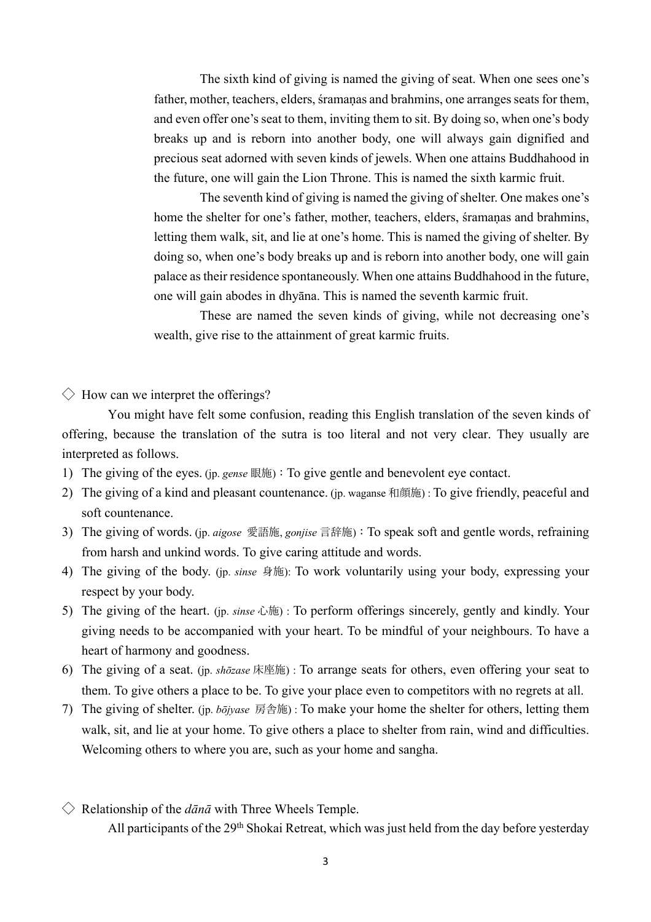The sixth kind of giving is named the giving of seat. When one sees one's father, mother, teachers, elders, śramaṇas and brahmins, one arranges seats for them, and even offer one's seat to them, inviting them to sit. By doing so, when one's body breaks up and is reborn into another body, one will always gain dignified and precious seat adorned with seven kinds of jewels. When one attains Buddhahood in the future, one will gain the Lion Throne. This is named the sixth karmic fruit.

The seventh kind of giving is named the giving of shelter. One makes one's home the shelter for one's father, mother, teachers, elders, śramaṇas and brahmins, letting them walk, sit, and lie at one's home. This is named the giving of shelter. By doing so, when one's body breaks up and is reborn into another body, one will gain palace as their residence spontaneously. When one attains Buddhahood in the future, one will gain abodes in dhyāna. This is named the seventh karmic fruit.

These are named the seven kinds of giving, while not decreasing one's wealth, give rise to the attainment of great karmic fruits.

◇ How can we interpret the offerings?

You might have felt some confusion, reading this English translation of the seven kinds of offering, because the translation of the sutra is too literal and not very clear. They usually are interpreted as follows.

1) The giving of the eyes. (jp. *gense* 眼施)：To give gentle and benevolent eye contact.
2) The giving of a kind and pleasant countenance. (jp. waganse 和顔施) : To give friendly, peaceful and soft countenance.
3) The giving of words. (jp. *aigose* 愛語施, *gonjise* 言辞施)：To speak soft and gentle words, refraining from harsh and unkind words. To give caring attitude and words.
4) The giving of the body. (jp. *sinse* 身施): To work voluntarily using your body, expressing your respect by your body.
5) The giving of the heart. (jp. *sinse* 心施) : To perform offerings sincerely, gently and kindly. Your giving needs to be accompanied with your heart. To be mindful of your neighbours. To have a heart of harmony and goodness.
6) The giving of a seat. (jp. *shōzase* 床座施) : To arrange seats for others, even offering your seat to them. To give others a place to be. To give your place even to competitors with no regrets at all.
7) The giving of shelter. (jp. *bōjyase* 房舎施) : To make your home the shelter for others, letting them walk, sit, and lie at your home. To give others a place to shelter from rain, wind and difficulties. Welcoming others to where you are, such as your home and sangha.

◇ Relationship of the *dānā* with Three Wheels Temple.

All participants of the 29th Shokai Retreat, which was just held from the day before yesterday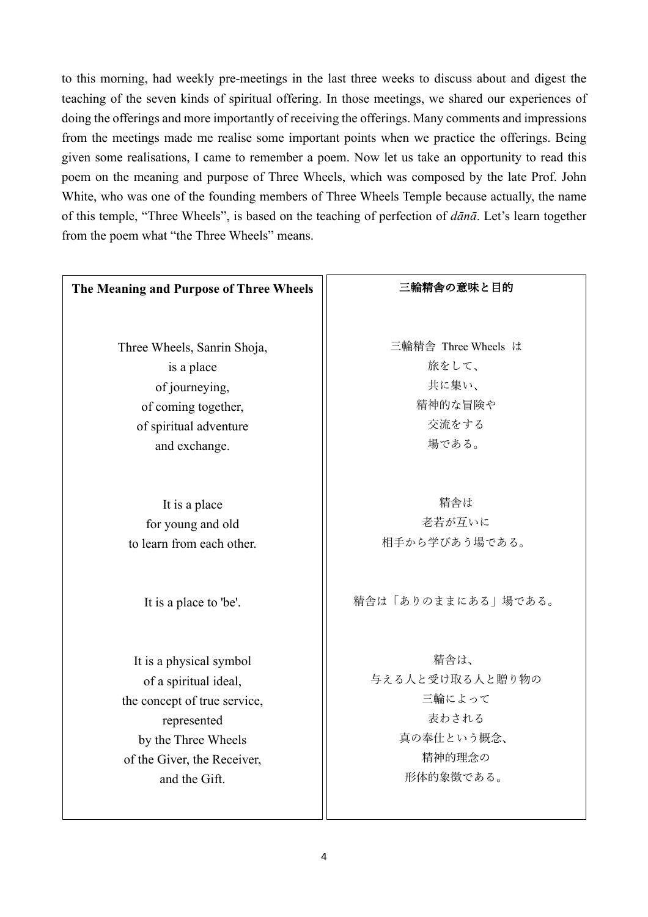to this morning, had weekly pre-meetings in the last three weeks to discuss about and digest the teaching of the seven kinds of spiritual offering. In those meetings, we shared our experiences of doing the offerings and more importantly of receiving the offerings. Many comments and impressions from the meetings made me realise some important points when we practice the offerings. Being given some realisations, I came to remember a poem. Now let us take an opportunity to read this poem on the meaning and purpose of Three Wheels, which was composed by the late Prof. John White, who was one of the founding members of Three Wheels Temple because actually, the name of this temple, "Three Wheels", is based on the teaching of perfection of *dānā*. Let's learn together from the poem what "the Three Wheels" means.

| **The Meaning and Purpose of Three Wheels** | **三輪精舎の意味と目的** |
|---|---|
| Three Wheels, Sanrin Shoja,<br>is a place<br>of journeying,<br>of coming together,<br>of spiritual adventure<br>and exchange. | 三輪精舎 Three Wheels は<br>旅をして、<br>共に集い、<br>精神的な冒険や<br>交流をする<br>場である。 |
| It is a place<br>for young and old<br>to learn from each other. | 精舎は<br>老若が互いに<br>相手から学びあう場である。 |
| It is a place to 'be'. | 精舎は「ありのままにある」場である。 |
| It is a physical symbol<br>of a spiritual ideal,<br>the concept of true service,<br>represented<br>by the Three Wheels<br>of the Giver, the Receiver,<br>and the Gift. | 精舎は、<br>与える人と受け取る人と贈り物の<br>三輪によって<br>表わされる<br>真の奉仕という概念、<br>精神的理念の<br>形体的象徴である。 |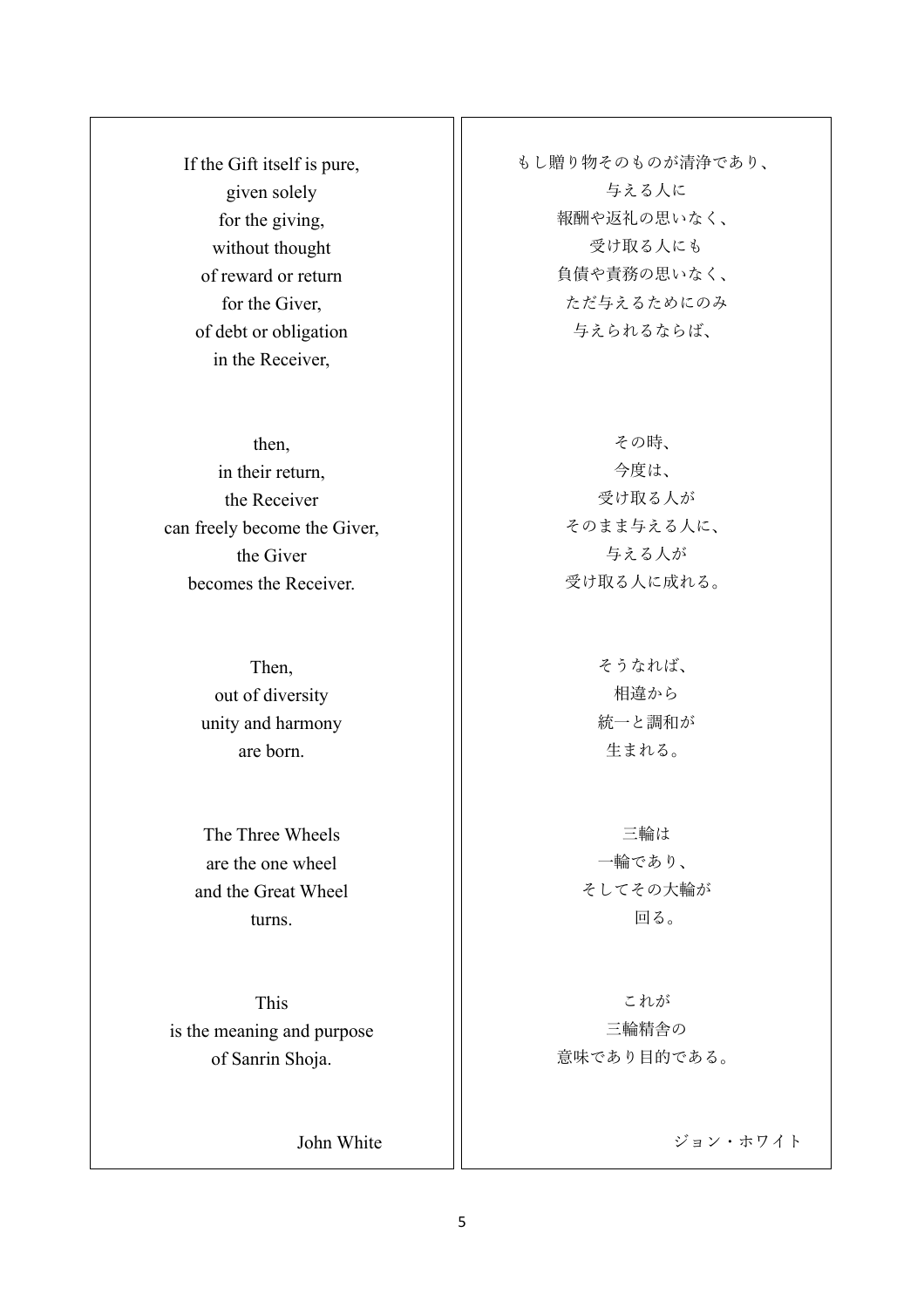If the Gift itself is pure,
given solely
for the giving,
without thought
of reward or return
for the Giver,
of debt or obligation
in the Receiver,

then,
in their return,
the Receiver
can freely become the Giver,
the Giver
becomes the Receiver.

Then,
out of diversity
unity and harmony
are born.

The Three Wheels
are the one wheel
and the Great Wheel
turns.

This
is the meaning and purpose
of Sanrin Shoja.

John White

もし贈り物そのものが清浄であり、
与える人に
報酬や返礼の思いなく、
受け取る人にも
負債や責務の思いなく、
ただ与えるためにのみ
与えられるならば、

その時、
今度は、
受け取る人が
そのまま与える人に、
与える人が
受け取る人に成れる。

そうなれば、
相違から
統一と調和が
生まれる。

三輪は
一輪であり、
そしてその大輪が
回る。

これが
三輪精舎の
意味であり目的である。

ジョン・ホワイト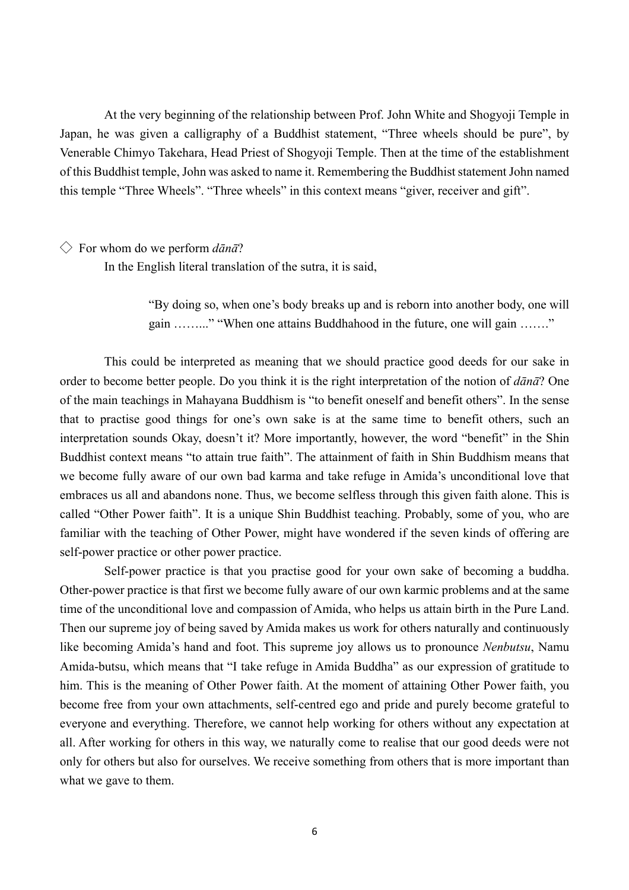At the very beginning of the relationship between Prof. John White and Shogyoji Temple in Japan, he was given a calligraphy of a Buddhist statement, "Three wheels should be pure", by Venerable Chimyo Takehara, Head Priest of Shogyoji Temple. Then at the time of the establishment of this Buddhist temple, John was asked to name it. Remembering the Buddhist statement John named this temple "Three Wheels". "Three wheels" in this context means "giver, receiver and gift".

◇ For whom do we perform *dānā*?

In the English literal translation of the sutra, it is said,

> "By doing so, when one's body breaks up and is reborn into another body, one will gain ……..." "When one attains Buddhahood in the future, one will gain ……."

This could be interpreted as meaning that we should practice good deeds for our sake in order to become better people. Do you think it is the right interpretation of the notion of *dānā*? One of the main teachings in Mahayana Buddhism is "to benefit oneself and benefit others". In the sense that to practise good things for one's own sake is at the same time to benefit others, such an interpretation sounds Okay, doesn't it? More importantly, however, the word "benefit" in the Shin Buddhist context means "to attain true faith". The attainment of faith in Shin Buddhism means that we become fully aware of our own bad karma and take refuge in Amida's unconditional love that embraces us all and abandons none. Thus, we become selfless through this given faith alone. This is called "Other Power faith". It is a unique Shin Buddhist teaching. Probably, some of you, who are familiar with the teaching of Other Power, might have wondered if the seven kinds of offering are self-power practice or other power practice.

Self-power practice is that you practise good for your own sake of becoming a buddha. Other-power practice is that first we become fully aware of our own karmic problems and at the same time of the unconditional love and compassion of Amida, who helps us attain birth in the Pure Land. Then our supreme joy of being saved by Amida makes us work for others naturally and continuously like becoming Amida's hand and foot. This supreme joy allows us to pronounce *Nenbutsu*, Namu Amida-butsu, which means that "I take refuge in Amida Buddha" as our expression of gratitude to him. This is the meaning of Other Power faith. At the moment of attaining Other Power faith, you become free from your own attachments, self-centred ego and pride and purely become grateful to everyone and everything. Therefore, we cannot help working for others without any expectation at all. After working for others in this way, we naturally come to realise that our good deeds were not only for others but also for ourselves. We receive something from others that is more important than what we gave to them.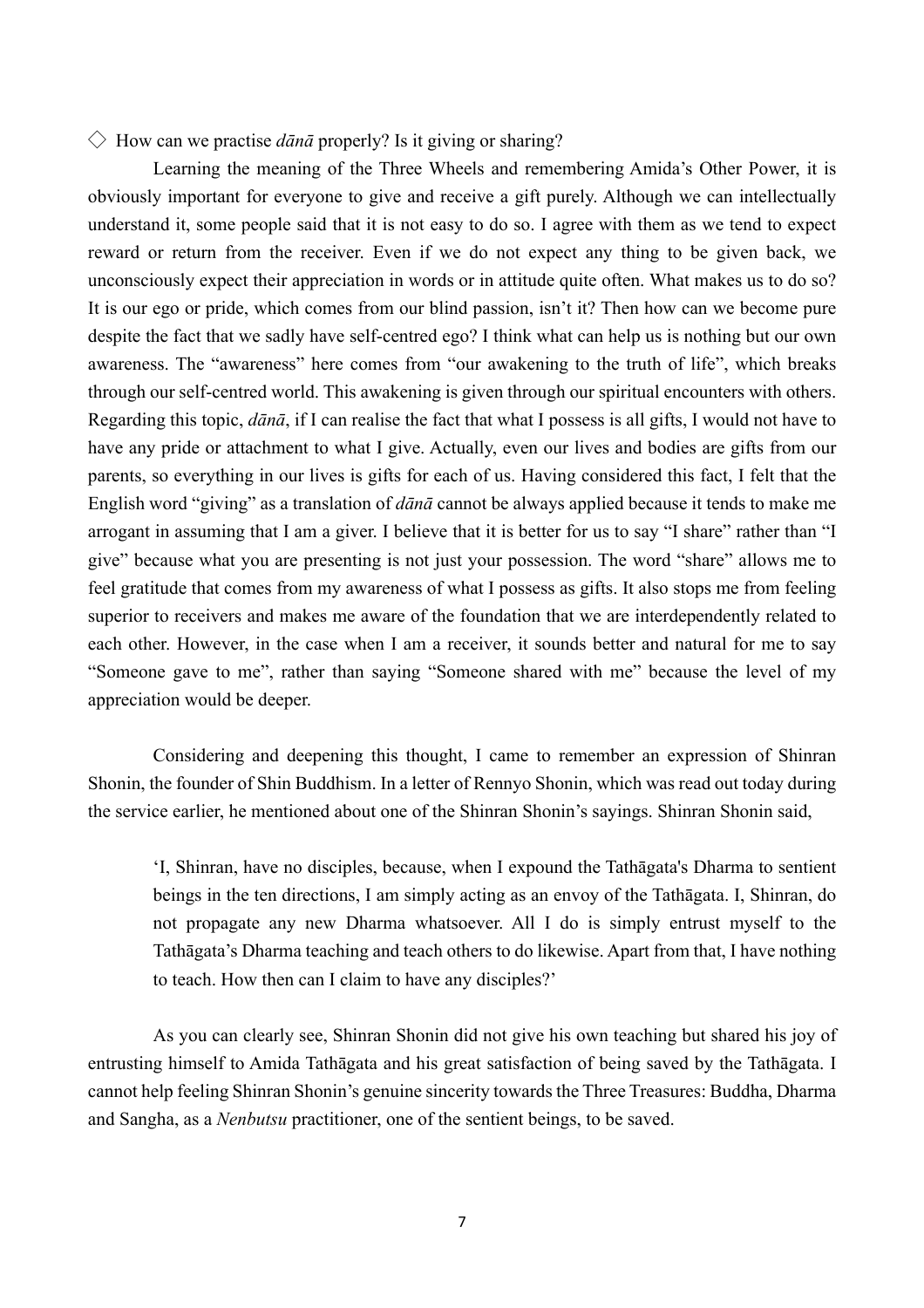◇ How can we practise *dānā* properly? Is it giving or sharing?

Learning the meaning of the Three Wheels and remembering Amida's Other Power, it is obviously important for everyone to give and receive a gift purely. Although we can intellectually understand it, some people said that it is not easy to do so. I agree with them as we tend to expect reward or return from the receiver. Even if we do not expect any thing to be given back, we unconsciously expect their appreciation in words or in attitude quite often. What makes us to do so? It is our ego or pride, which comes from our blind passion, isn't it? Then how can we become pure despite the fact that we sadly have self-centred ego? I think what can help us is nothing but our own awareness. The "awareness" here comes from "our awakening to the truth of life", which breaks through our self-centred world. This awakening is given through our spiritual encounters with others. Regarding this topic, *dānā*, if I can realise the fact that what I possess is all gifts, I would not have to have any pride or attachment to what I give. Actually, even our lives and bodies are gifts from our parents, so everything in our lives is gifts for each of us. Having considered this fact, I felt that the English word "giving" as a translation of *dānā* cannot be always applied because it tends to make me arrogant in assuming that I am a giver. I believe that it is better for us to say "I share" rather than "I give" because what you are presenting is not just your possession. The word "share" allows me to feel gratitude that comes from my awareness of what I possess as gifts. It also stops me from feeling superior to receivers and makes me aware of the foundation that we are interdependently related to each other. However, in the case when I am a receiver, it sounds better and natural for me to say "Someone gave to me", rather than saying "Someone shared with me" because the level of my appreciation would be deeper.

Considering and deepening this thought, I came to remember an expression of Shinran Shonin, the founder of Shin Buddhism. In a letter of Rennyo Shonin, which was read out today during the service earlier, he mentioned about one of the Shinran Shonin's sayings. Shinran Shonin said,

> 'I, Shinran, have no disciples, because, when I expound the Tathāgata's Dharma to sentient beings in the ten directions, I am simply acting as an envoy of the Tathāgata. I, Shinran, do not propagate any new Dharma whatsoever. All I do is simply entrust myself to the Tathāgata's Dharma teaching and teach others to do likewise. Apart from that, I have nothing to teach. How then can I claim to have any disciples?'

As you can clearly see, Shinran Shonin did not give his own teaching but shared his joy of entrusting himself to Amida Tathāgata and his great satisfaction of being saved by the Tathāgata. I cannot help feeling Shinran Shonin's genuine sincerity towards the Three Treasures: Buddha, Dharma and Sangha, as a *Nenbutsu* practitioner, one of the sentient beings, to be saved.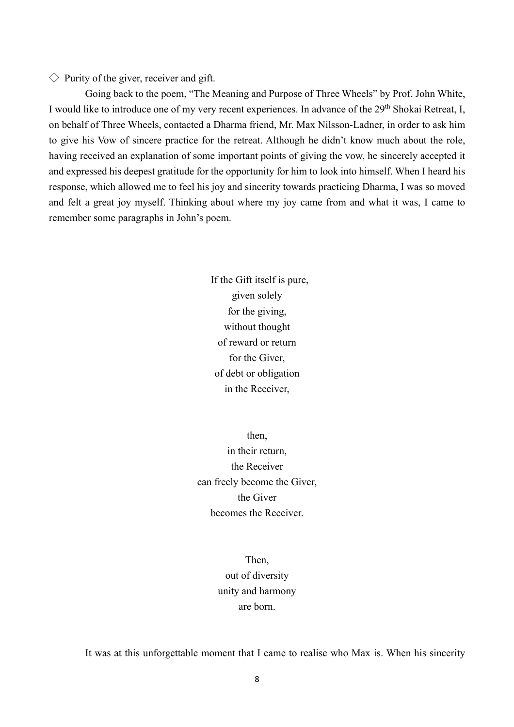◇ Purity of the giver, receiver and gift.

Going back to the poem, "The Meaning and Purpose of Three Wheels" by Prof. John White, I would like to introduce one of my very recent experiences. In advance of the 29th Shokai Retreat, I, on behalf of Three Wheels, contacted a Dharma friend, Mr. Max Nilsson-Ladner, in order to ask him to give his Vow of sincere practice for the retreat. Although he didn't know much about the role, having received an explanation of some important points of giving the vow, he sincerely accepted it and expressed his deepest gratitude for the opportunity for him to look into himself. When I heard his response, which allowed me to feel his joy and sincerity towards practicing Dharma, I was so moved and felt a great joy myself. Thinking about where my joy came from and what it was, I came to remember some paragraphs in John's poem.

If the Gift itself is pure,  
given solely  
for the giving,  
without thought  
of reward or return  
for the Giver,  
of debt or obligation  
in the Receiver,

then,  
in their return,  
the Receiver  
can freely become the Giver,  
the Giver  
becomes the Receiver.

Then,  
out of diversity  
unity and harmony  
are born.

It was at this unforgettable moment that I came to realise who Max is. When his sincerity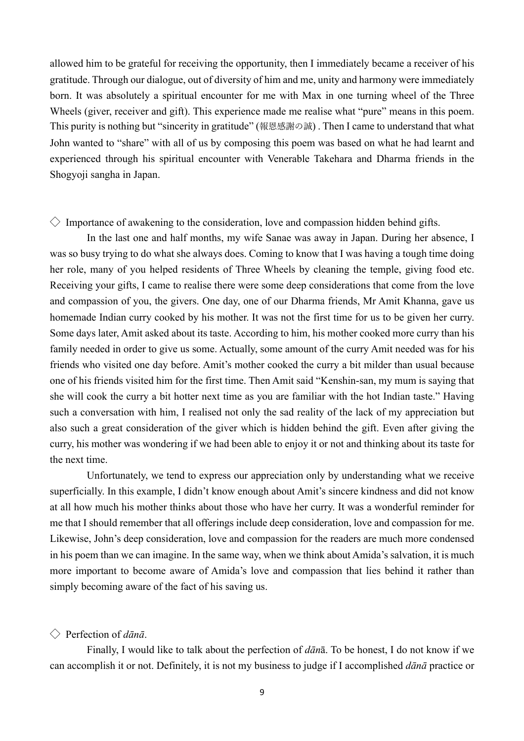allowed him to be grateful for receiving the opportunity, then I immediately became a receiver of his gratitude. Through our dialogue, out of diversity of him and me, unity and harmony were immediately born. It was absolutely a spiritual encounter for me with Max in one turning wheel of the Three Wheels (giver, receiver and gift). This experience made me realise what "pure" means in this poem. This purity is nothing but "sincerity in gratitude" (報恩感謝の誠) . Then I came to understand that what John wanted to "share" with all of us by composing this poem was based on what he had learnt and experienced through his spiritual encounter with Venerable Takehara and Dharma friends in the Shogyoji sangha in Japan.

◇ Importance of awakening to the consideration, love and compassion hidden behind gifts.

In the last one and half months, my wife Sanae was away in Japan. During her absence, I was so busy trying to do what she always does. Coming to know that I was having a tough time doing her role, many of you helped residents of Three Wheels by cleaning the temple, giving food etc. Receiving your gifts, I came to realise there were some deep considerations that come from the love and compassion of you, the givers. One day, one of our Dharma friends, Mr Amit Khanna, gave us homemade Indian curry cooked by his mother. It was not the first time for us to be given her curry. Some days later, Amit asked about its taste. According to him, his mother cooked more curry than his family needed in order to give us some. Actually, some amount of the curry Amit needed was for his friends who visited one day before. Amit's mother cooked the curry a bit milder than usual because one of his friends visited him for the first time. Then Amit said "Kenshin-san, my mum is saying that she will cook the curry a bit hotter next time as you are familiar with the hot Indian taste." Having such a conversation with him, I realised not only the sad reality of the lack of my appreciation but also such a great consideration of the giver which is hidden behind the gift. Even after giving the curry, his mother was wondering if we had been able to enjoy it or not and thinking about its taste for the next time.

Unfortunately, we tend to express our appreciation only by understanding what we receive superficially. In this example, I didn't know enough about Amit's sincere kindness and did not know at all how much his mother thinks about those who have her curry. It was a wonderful reminder for me that I should remember that all offerings include deep consideration, love and compassion for me. Likewise, John's deep consideration, love and compassion for the readers are much more condensed in his poem than we can imagine. In the same way, when we think about Amida's salvation, it is much more important to become aware of Amida's love and compassion that lies behind it rather than simply becoming aware of the fact of his saving us.

◇ Perfection of *dānā*.

Finally, I would like to talk about the perfection of *dān*ā. To be honest, I do not know if we can accomplish it or not. Definitely, it is not my business to judge if I accomplished *dānā* practice or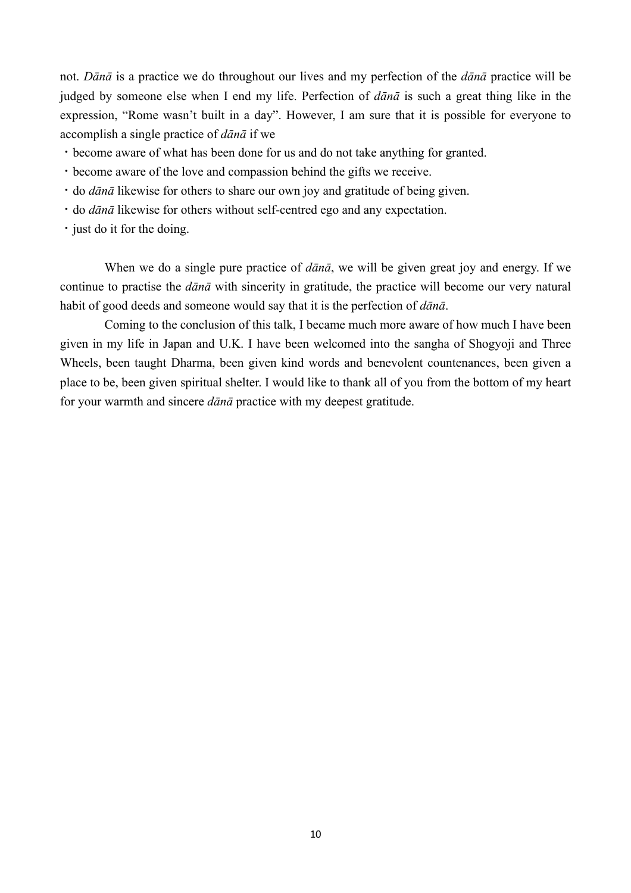not. *Dānā* is a practice we do throughout our lives and my perfection of the *dānā* practice will be judged by someone else when I end my life. Perfection of *dānā* is such a great thing like in the expression, "Rome wasn't built in a day". However, I am sure that it is possible for everyone to accomplish a single practice of *dānā* if we

- become aware of what has been done for us and do not take anything for granted.
- become aware of the love and compassion behind the gifts we receive.
- do *dānā* likewise for others to share our own joy and gratitude of being given.
- do *dānā* likewise for others without self-centred ego and any expectation.
- just do it for the doing.

When we do a single pure practice of *dānā*, we will be given great joy and energy. If we continue to practise the *dānā* with sincerity in gratitude, the practice will become our very natural habit of good deeds and someone would say that it is the perfection of *dānā*.

Coming to the conclusion of this talk, I became much more aware of how much I have been given in my life in Japan and U.K. I have been welcomed into the sangha of Shogyoji and Three Wheels, been taught Dharma, been given kind words and benevolent countenances, been given a place to be, been given spiritual shelter. I would like to thank all of you from the bottom of my heart for your warmth and sincere *dānā* practice with my deepest gratitude.